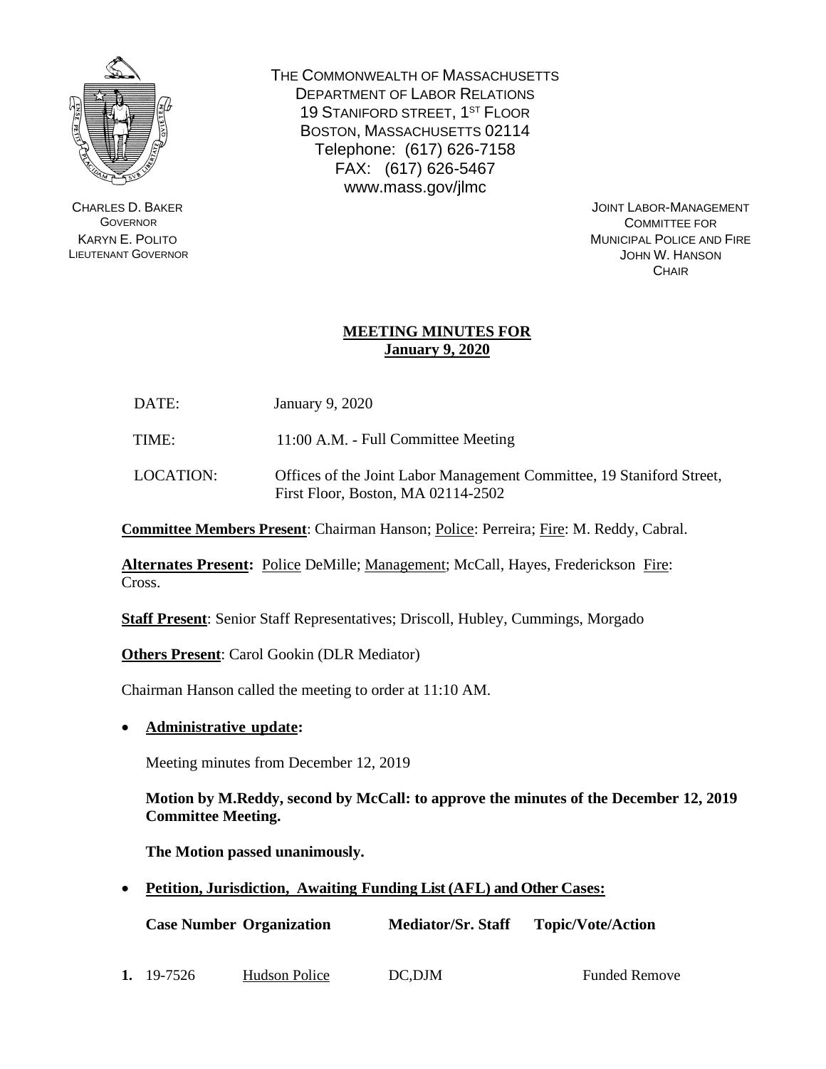THE COMMONWEALTH OF MASSACHUSETTS
DEPARTMENT OF LABOR RELATIONS
19 STANIFORD STREET, 1ST FLOOR
BOSTON, MASSACHUSETTS 02114
Telephone: (617) 626-7158
FAX: (617) 626-5467
www.mass.gov/jlmc

CHARLES D. BAKER
GOVERNOR
KARYN E. POLITO
LIEUTENANT GOVERNOR

JOINT LABOR-MANAGEMENT
COMMITTEE FOR
MUNICIPAL POLICE AND FIRE
JOHN W. HANSON
CHAIR

## MEETING MINUTES FOR January 9, 2020

DATE: January 9, 2020

TIME: 11:00 A.M. - Full Committee Meeting

LOCATION: Offices of the Joint Labor Management Committee, 19 Staniford Street, First Floor, Boston, MA 02114-2502

**Committee Members Present**: Chairman Hanson; Police: Perreira; Fire: M. Reddy, Cabral.

**Alternates Present:** Police DeMille; Management; McCall, Hayes, Frederickson Fire: Cross.

**Staff Present**: Senior Staff Representatives; Driscoll, Hubley, Cummings, Morgado

**Others Present**: Carol Gookin (DLR Mediator)

Chairman Hanson called the meeting to order at 11:10 AM.

- **Administrative update:**

  Meeting minutes from December 12, 2019

  **Motion by M.Reddy, second by McCall: to approve the minutes of the December 12, 2019 Committee Meeting.**

  **The Motion passed unanimously.**

- **Petition, Jurisdiction, Awaiting Funding List (AFL) and Other Cases:**

| | Case Number | Organization | Mediator/Sr. Staff | Topic/Vote/Action |
|---|---|---|---|---|
| 1. | 19-7526 | Hudson Police | DC,DJM | Funded Remove |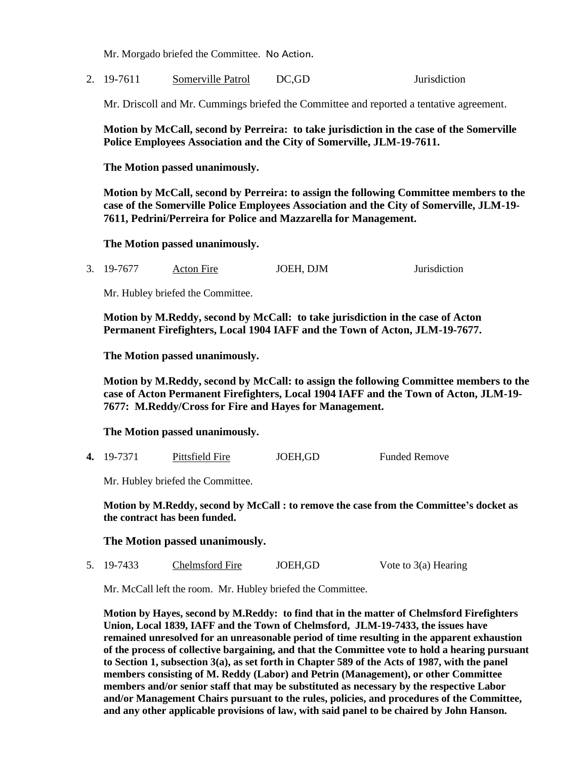Mr. Morgado briefed the Committee. No Action.

2. 19-7611 Somerville Patrol DC,GD Jurisdiction

   Mr. Driscoll and Mr. Cummings briefed the Committee and reported a tentative agreement.

   **Motion by McCall, second by Perreira: to take jurisdiction in the case of the Somerville Police Employees Association and the City of Somerville, JLM-19-7611.**

   **The Motion passed unanimously.**

   **Motion by McCall, second by Perreira: to assign the following Committee members to the case of the Somerville Police Employees Association and the City of Somerville, JLM-19-7611, Pedrini/Perreira for Police and Mazzarella for Management.**

   **The Motion passed unanimously.**

3. 19-7677 Acton Fire JOEH, DJM Jurisdiction

   Mr. Hubley briefed the Committee.

   **Motion by M.Reddy, second by McCall: to take jurisdiction in the case of Acton Permanent Firefighters, Local 1904 IAFF and the Town of Acton, JLM-19-7677.**

   **The Motion passed unanimously.**

   **Motion by M.Reddy, second by McCall: to assign the following Committee members to the case of Acton Permanent Firefighters, Local 1904 IAFF and the Town of Acton, JLM-19-7677: M.Reddy/Cross for Fire and Hayes for Management.**

   **The Motion passed unanimously.**

4. 19-7371 Pittsfield Fire JOEH,GD Funded Remove

   Mr. Hubley briefed the Committee.

   **Motion by M.Reddy, second by McCall : to remove the case from the Committee's docket as the contract has been funded.**

   **The Motion passed unanimously.**

5. 19-7433 Chelmsford Fire JOEH,GD Vote to 3(a) Hearing

   Mr. McCall left the room. Mr. Hubley briefed the Committee.

   **Motion by Hayes, second by M.Reddy: to find that in the matter of Chelmsford Firefighters Union, Local 1839, IAFF and the Town of Chelmsford, JLM-19-7433, the issues have remained unresolved for an unreasonable period of time resulting in the apparent exhaustion of the process of collective bargaining, and that the Committee vote to hold a hearing pursuant to Section 1, subsection 3(a), as set forth in Chapter 589 of the Acts of 1987, with the panel members consisting of M. Reddy (Labor) and Petrin (Management), or other Committee members and/or senior staff that may be substituted as necessary by the respective Labor and/or Management Chairs pursuant to the rules, policies, and procedures of the Committee, and any other applicable provisions of law, with said panel to be chaired by John Hanson.**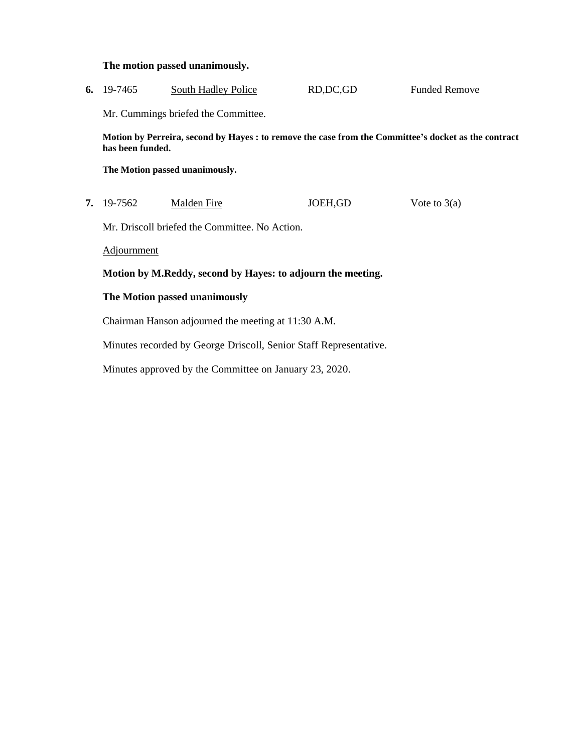**The motion passed unanimously.**

**6.** 19-7465 South Hadley Police RD,DC,GD Funded Remove

Mr. Cummings briefed the Committee.

**Motion by Perreira, second by Hayes : to remove the case from the Committee's docket as the contract has been funded.**

**The Motion passed unanimously.**

**7.** 19-7562 Malden Fire JOEH,GD Vote to 3(a)

Mr. Driscoll briefed the Committee. No Action.

Adjournment

**Motion by M.Reddy, second by Hayes: to adjourn the meeting.**

**The Motion passed unanimously**

Chairman Hanson adjourned the meeting at 11:30 A.M.

Minutes recorded by George Driscoll, Senior Staff Representative.

Minutes approved by the Committee on January 23, 2020.